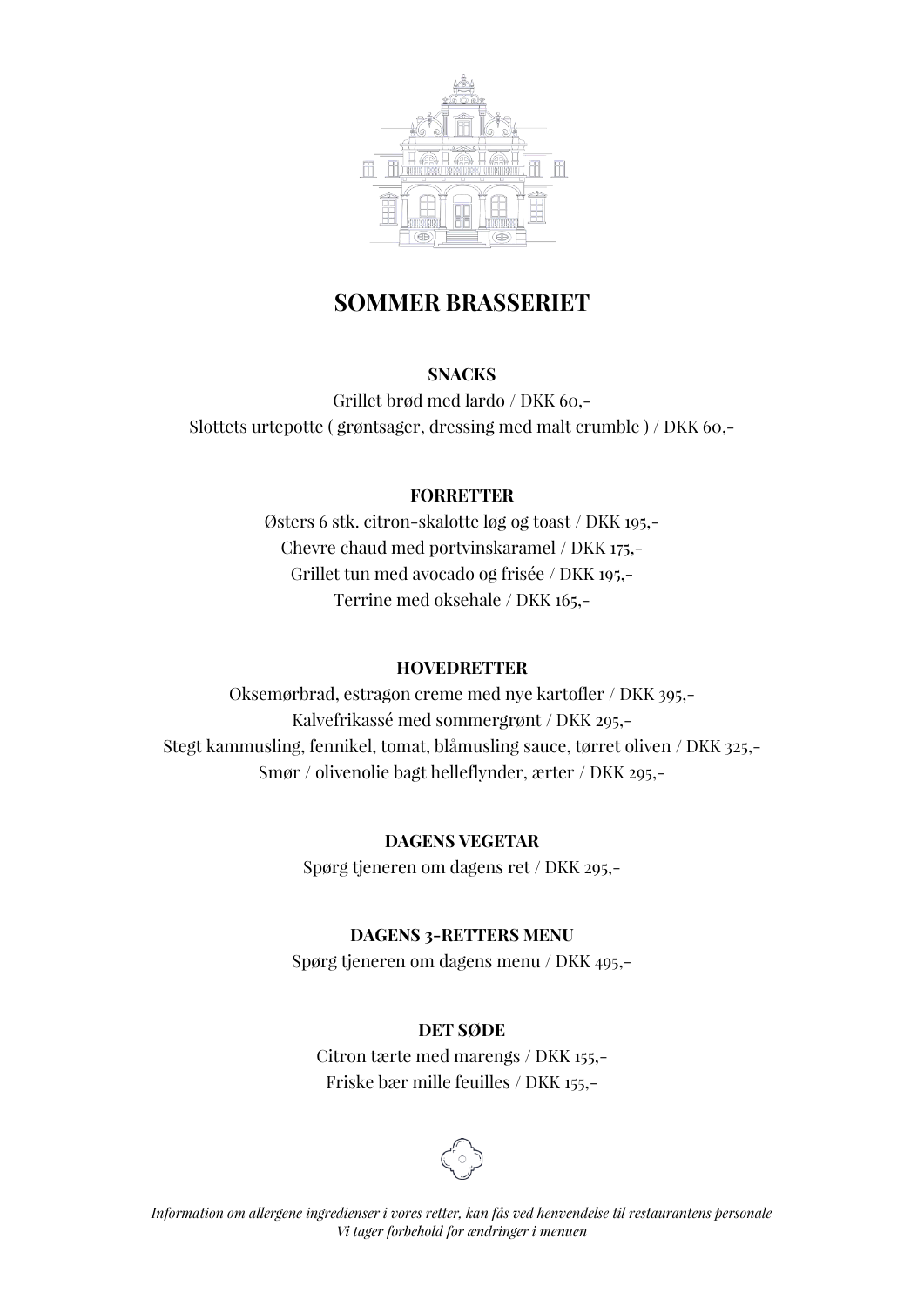# SOMMER BRASSERIET

## SNACKS

Grillet brød med lardo / DKK 60,-
Slottets urtepotte ( grøntsager, dressing med malt crumble ) / DKK 60,-

## FORRETTER

Østers 6 stk. citron-skalotte løg og toast / DKK 195,-
Chevre chaud med portvinskaramel / DKK 175,-
Grillet tun med avocado og frisée / DKK 195,-
Terrine med oksehale / DKK 165,-

## HOVEDRETTER

Oksemørbrad, estragon creme med nye kartofler / DKK 395,-
Kalvefrikassé med sommergrønt / DKK 295,-
Stegt kammusling, fennikel, tomat, blåmusling sauce, tørret oliven / DKK 325,-
Smør / olivenolie bagt helleflynder, ærter / DKK 295,-

## DAGENS VEGETAR

Spørg tjeneren om dagens ret / DKK 295,-

## DAGENS 3-RETTERS MENU

Spørg tjeneren om dagens menu / DKK 495,-

## DET SØDE

Citron tærte med marengs / DKK 155,-
Friske bær mille feuilles / DKK 155,-

*Information om allergene ingredienser i vores retter, kan fås ved henvendelse til restaurantens personale*
*Vi tager forbehold for ændringer i menuen*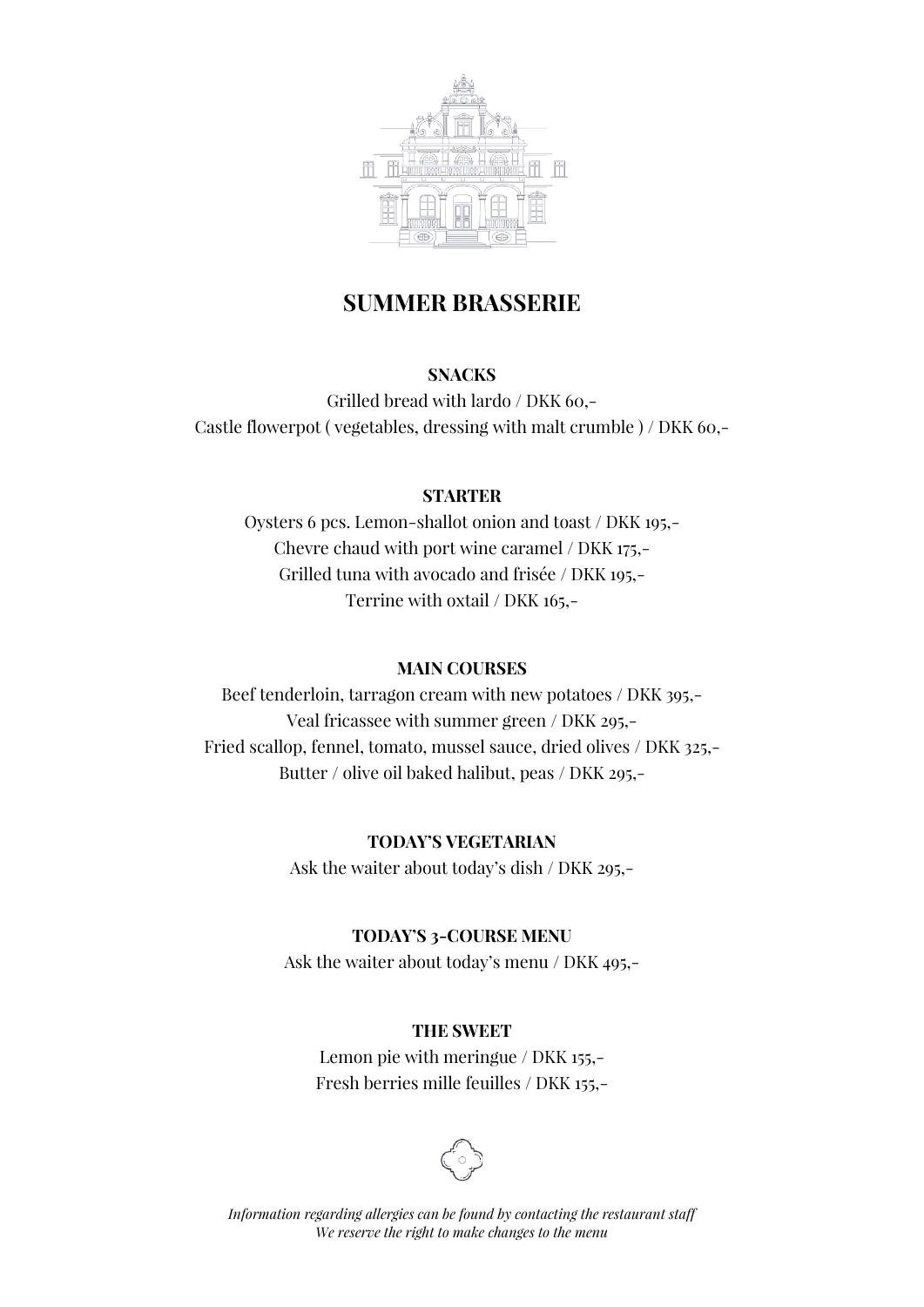# SUMMER BRASSERIE

### SNACKS

Grilled bread with lardo / DKK 60,-
Castle flowerpot ( vegetables, dressing with malt crumble ) / DKK 60,-

### STARTER

Oysters 6 pcs. Lemon-shallot onion and toast / DKK 195,-
Chevre chaud with port wine caramel / DKK 175,-
Grilled tuna with avocado and frisée / DKK 195,-
Terrine with oxtail / DKK 165,-

### MAIN COURSES

Beef tenderloin, tarragon cream with new potatoes / DKK 395,-
Veal fricassee with summer green / DKK 295,-
Fried scallop, fennel, tomato, mussel sauce, dried olives / DKK 325,-
Butter / olive oil baked halibut, peas / DKK 295,-

### TODAY'S VEGETARIAN

Ask the waiter about today's dish / DKK 295,-

### TODAY'S 3-COURSE MENU

Ask the waiter about today's menu / DKK 495,-

### THE SWEET

Lemon pie with meringue / DKK 155,-
Fresh berries mille feuilles / DKK 155,-

*Information regarding allergies can be found by contacting the restaurant staff*
*We reserve the right to make changes to the menu*